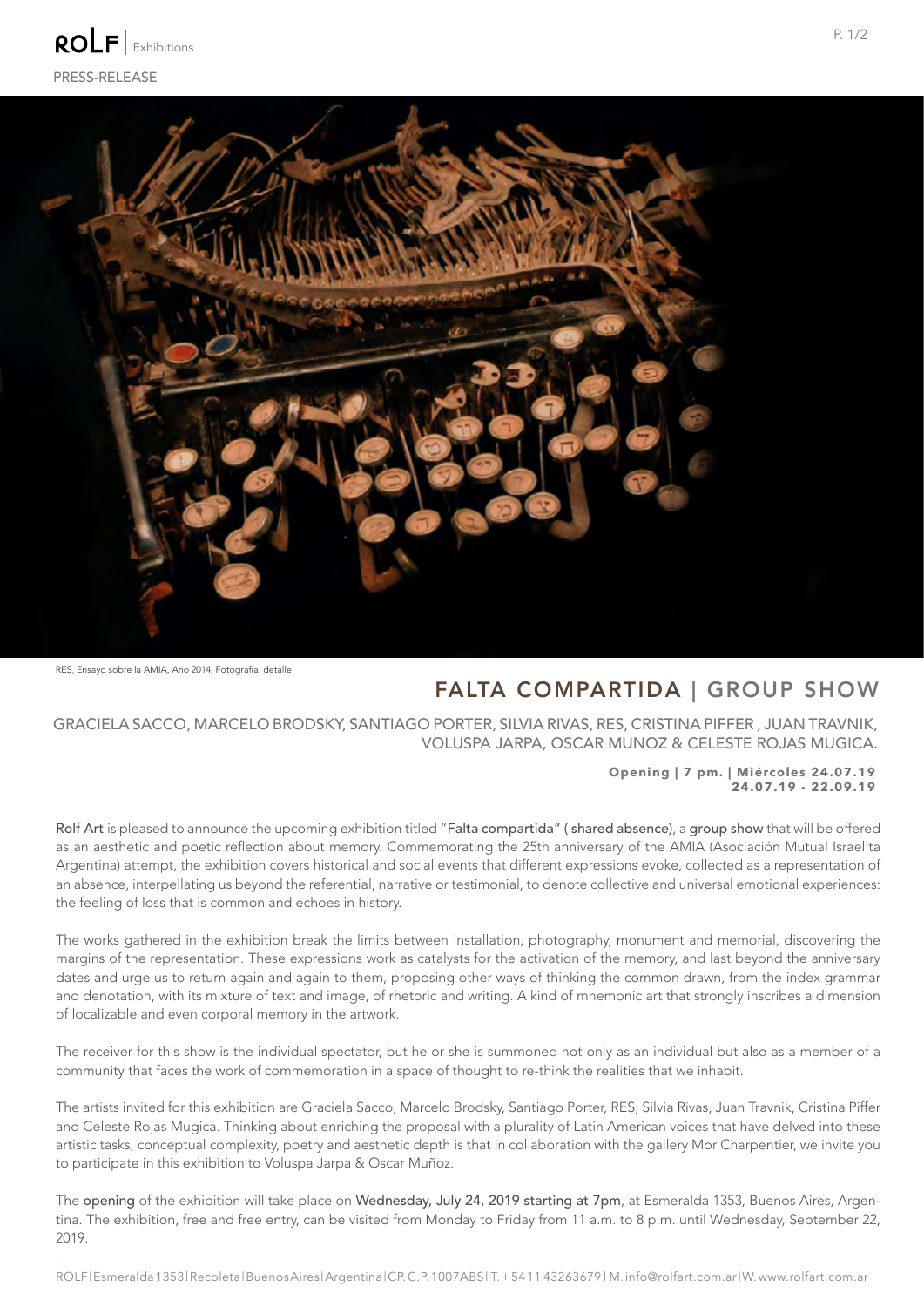ROLF | Exhibitions

PRESS-RELEASE

RES, Ensayo sobre la AMIA, Año 2014, Fotografía. detalle

# FALTA COMPARTIDA | GROUP SHOW

GRACIELA SACCO, MARCELO BRODSKY, SANTIAGO PORTER, SILVIA RIVAS, RES, CRISTINA PIFFER , JUAN TRAVNIK, VOLUSPA JARPA, OSCAR MUNOZ & CELESTE ROJAS MUGICA.

**Opening | 7 pm. | Miércoles 24.07.19**
**24.07.19 - 22.09.19**

Rolf Art is pleased to announce the upcoming exhibition titled "Falta compartida" ( shared absence), a group show that will be offered as an aesthetic and poetic reflection about memory. Commemorating the 25th anniversary of the AMIA (Asociación Mutual Israelita Argentina) attempt, the exhibition covers historical and social events that different expressions evoke, collected as a representation of an absence, interpellating us beyond the referential, narrative or testimonial, to denote collective and universal emotional experiences: the feeling of loss that is common and echoes in history.

The works gathered in the exhibition break the limits between installation, photography, monument and memorial, discovering the margins of the representation. These expressions work as catalysts for the activation of the memory, and last beyond the anniversary dates and urge us to return again and again to them, proposing other ways of thinking the common drawn, from the index grammar and denotation, with its mixture of text and image, of rhetoric and writing. A kind of mnemonic art that strongly inscribes a dimension of localizable and even corporal memory in the artwork.

The receiver for this show is the individual spectator, but he or she is summoned not only as an individual but also as a member of a community that faces the work of commemoration in a space of thought to re-think the realities that we inhabit.

The artists invited for this exhibition are Graciela Sacco, Marcelo Brodsky, Santiago Porter, RES, Silvia Rivas, Juan Travnik, Cristina Piffer and Celeste Rojas Mugica. Thinking about enriching the proposal with a plurality of Latin American voices that have delved into these artistic tasks, conceptual complexity, poetry and aesthetic depth is that in collaboration with the gallery Mor Charpentier, we invite you to participate in this exhibition to Voluspa Jarpa & Oscar Muñoz.

The opening of the exhibition will take place on Wednesday, July 24, 2019 starting at 7pm, at Esmeralda 1353, Buenos Aires, Argentina. The exhibition, free and free entry, can be visited from Monday to Friday from 11 a.m. to 8 p.m. until Wednesday, September 22, 2019.

ROLF | Esmeralda 1353 | Recoleta | Buenos Aires | Argentina | CP. C.P. 1007ABS | T. + 54 11 43263679 | M. info@rolfart.com.ar | W. www.rolfart.com.ar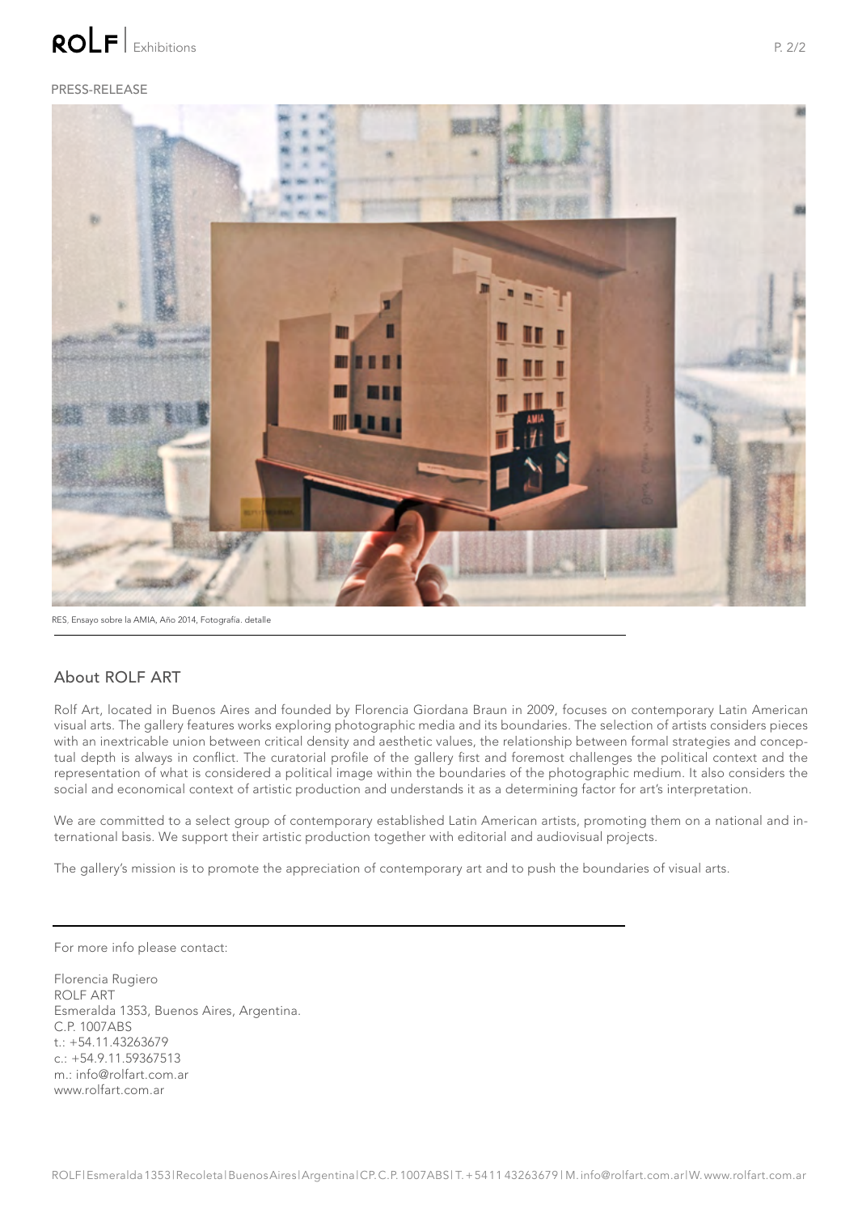PRESS-RELEASE

RES, Ensayo sobre la AMIA, Año 2014, Fotografía. detalle

## About ROLF ART

Rolf Art, located in Buenos Aires and founded by Florencia Giordana Braun in 2009, focuses on contemporary Latin American visual arts. The gallery features works exploring photographic media and its boundaries. The selection of artists considers pieces with an inextricable union between critical density and aesthetic values, the relationship between formal strategies and conceptual depth is always in conflict. The curatorial profile of the gallery first and foremost challenges the political context and the representation of what is considered a political image within the boundaries of the photographic medium. It also considers the social and economical context of artistic production and understands it as a determining factor for art's interpretation.

We are committed to a select group of contemporary established Latin American artists, promoting them on a national and international basis. We support their artistic production together with editorial and audiovisual projects.

The gallery's mission is to promote the appreciation of contemporary art and to push the boundaries of visual arts.

---

For more info please contact:

Florencia Rugiero
ROLF ART
Esmeralda 1353, Buenos Aires, Argentina.
C.P. 1007ABS
t.: +54.11.43263679
c.: +54.9.11.59367513
m.: info@rolfart.com.ar
www.rolfart.com.ar